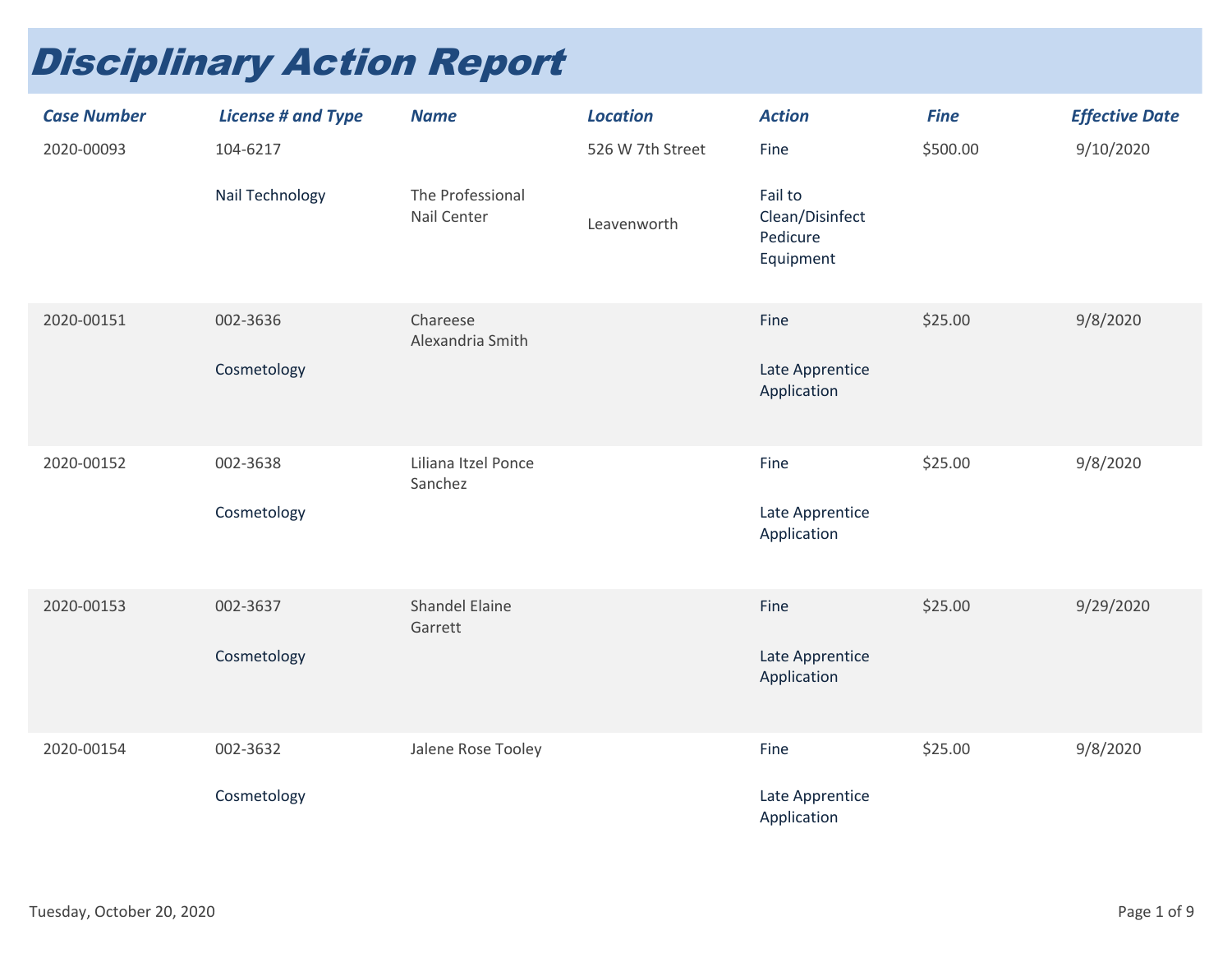# Disciplinary Action Report

| Case Number | License # and Type | Name | Location | Action | Fine | Effective Date |
| --- | --- | --- | --- | --- | --- | --- |
| 2020-00093 | 104-6217 Nail Technology | The Professional Nail Center | 526 W 7th Street Leavenworth | Fine Fail to Clean/Disinfect Pedicure Equipment | $500.00 | 9/10/2020 |
| 2020-00151 | 002-3636 Cosmetology | Chareese Alexandria Smith | | Fine Late Apprentice Application | $25.00 | 9/8/2020 |
| 2020-00152 | 002-3638 Cosmetology | Liliana Itzel Ponce Sanchez | | Fine Late Apprentice Application | $25.00 | 9/8/2020 |
| 2020-00153 | 002-3637 Cosmetology | Shandel Elaine Garrett | | Fine Late Apprentice Application | $25.00 | 9/29/2020 |
| 2020-00154 | 002-3632 Cosmetology | Jalene Rose Tooley | | Fine Late Apprentice Application | $25.00 | 9/8/2020 |

Tuesday, October 20, 2020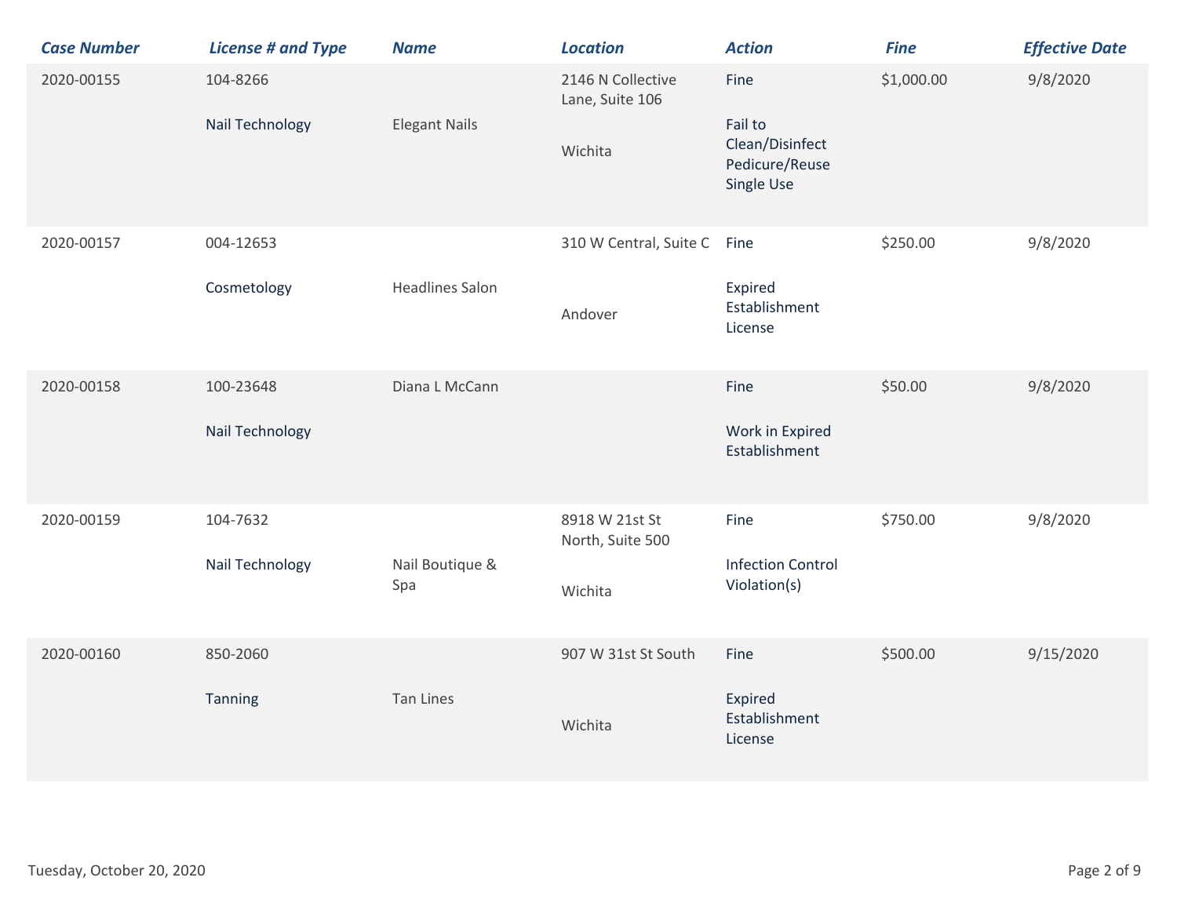| Case Number | License # and Type | Name | Location | Action | Fine | Effective Date |
| --- | --- | --- | --- | --- | --- | --- |
| 2020-00155 | 104-8266 Nail Technology | Elegant Nails | 2146 N Collective Lane, Suite 106 Wichita | Fine Fail to Clean/Disinfect Pedicure/Reuse Single Use | $1,000.00 | 9/8/2020 |
| 2020-00157 | 004-12653 Cosmetology | Headlines Salon | 310 W Central, Suite C Andover | Fine Expired Establishment License | $250.00 | 9/8/2020 |
| 2020-00158 | 100-23648 Nail Technology | Diana L McCann | | Fine Work in Expired Establishment | $50.00 | 9/8/2020 |
| 2020-00159 | 104-7632 Nail Technology | Nail Boutique & Spa | 8918 W 21st St North, Suite 500 Wichita | Fine Infection Control Violation(s) | $750.00 | 9/8/2020 |
| 2020-00160 | 850-2060 Tanning | Tan Lines | 907 W 31st St South Wichita | Fine Expired Establishment License | $500.00 | 9/15/2020 |

Tuesday, October 20, 2020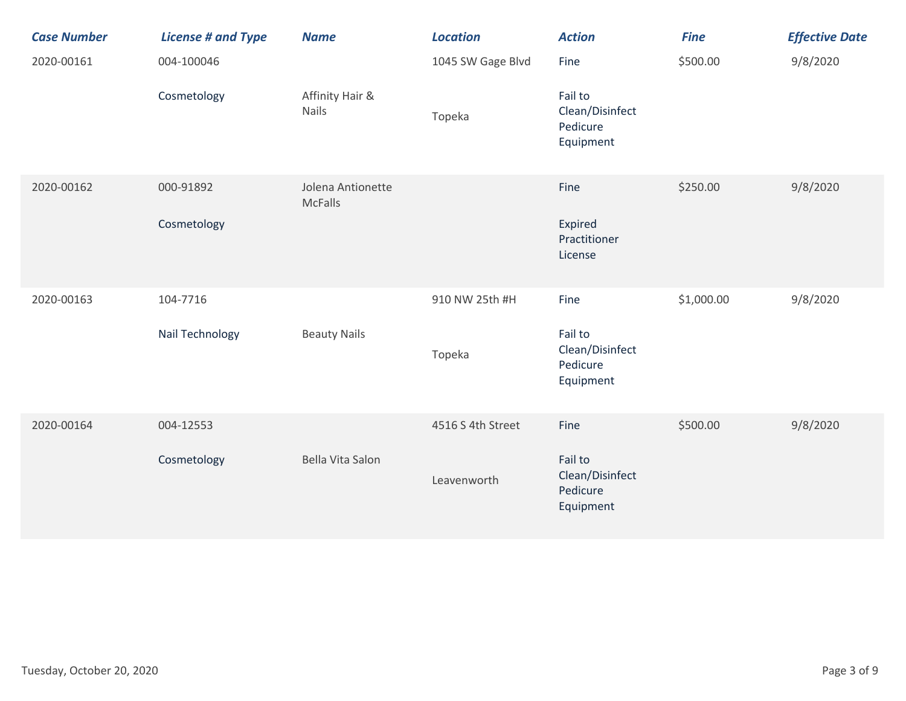| Case Number | License # and Type | Name | Location | Action | Fine | Effective Date |
|---|---|---|---|---|---|---|
| 2020-00161 | 004-100046 Cosmetology | Affinity Hair & Nails | 1045 SW Gage Blvd Topeka | Fine Fail to Clean/Disinfect Pedicure Equipment | $500.00 | 9/8/2020 |
| 2020-00162 | 000-91892 Cosmetology | Jolena Antionette McFalls | | Fine Expired Practitioner License | $250.00 | 9/8/2020 |
| 2020-00163 | 104-7716 Nail Technology | Beauty Nails | 910 NW 25th #H Topeka | Fine Fail to Clean/Disinfect Pedicure Equipment | $1,000.00 | 9/8/2020 |
| 2020-00164 | 004-12553 Cosmetology | Bella Vita Salon | 4516 S 4th Street Leavenworth | Fine Fail to Clean/Disinfect Pedicure Equipment | $500.00 | 9/8/2020 |

Tuesday, October 20, 2020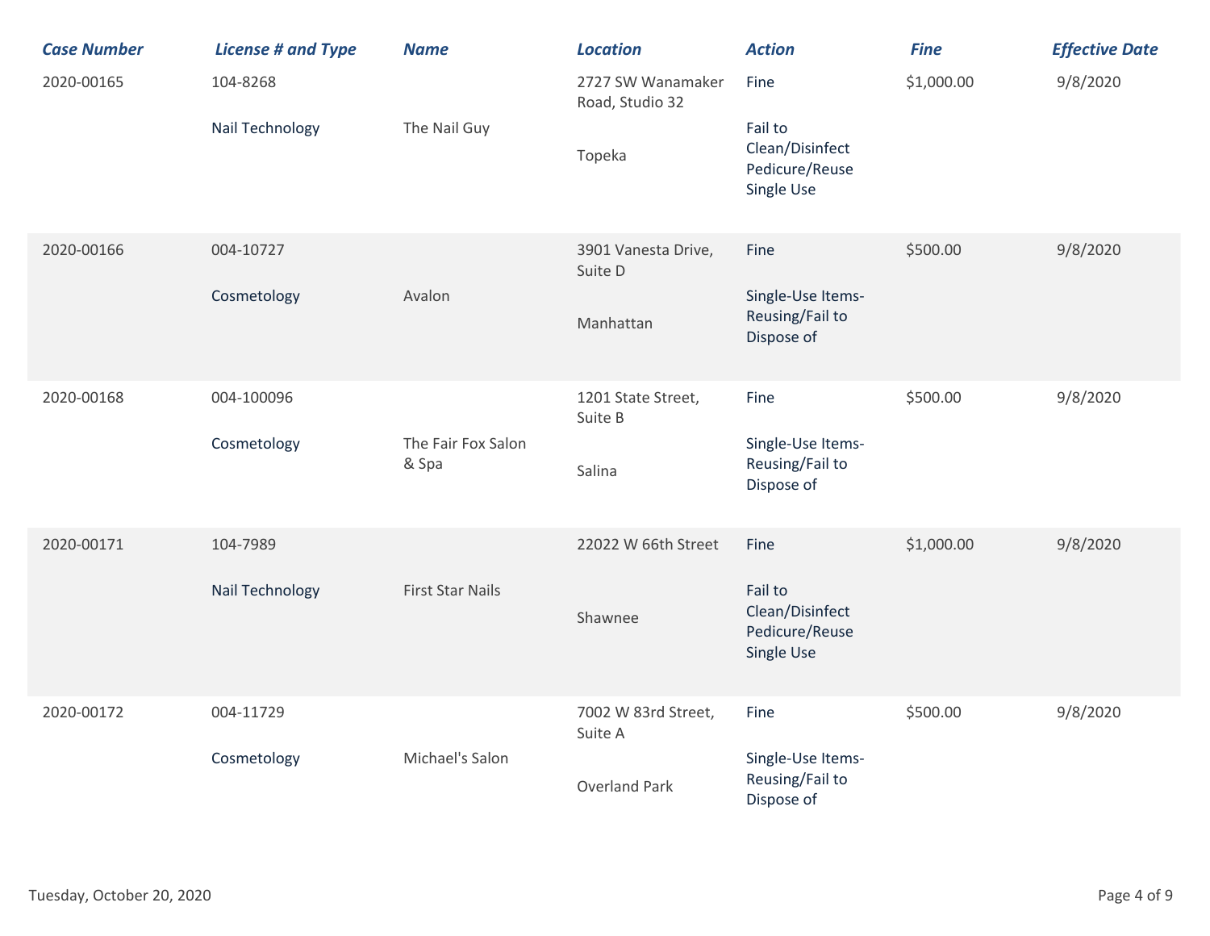| Case Number | License # and Type | Name | Location | Action | Fine | Effective Date |
| --- | --- | --- | --- | --- | --- | --- |
| 2020-00165 | 104-8268 Nail Technology | The Nail Guy | 2727 SW Wanamaker Road, Studio 32 Topeka | Fine Fail to Clean/Disinfect Pedicure/Reuse Single Use | $1,000.00 | 9/8/2020 |
| 2020-00166 | 004-10727 Cosmetology | Avalon | 3901 Vanesta Drive, Suite D Manhattan | Fine Single-Use Items-Reusing/Fail to Dispose of | $500.00 | 9/8/2020 |
| 2020-00168 | 004-100096 Cosmetology | The Fair Fox Salon & Spa | 1201 State Street, Suite B Salina | Fine Single-Use Items-Reusing/Fail to Dispose of | $500.00 | 9/8/2020 |
| 2020-00171 | 104-7989 Nail Technology | First Star Nails | 22022 W 66th Street Shawnee | Fine Fail to Clean/Disinfect Pedicure/Reuse Single Use | $1,000.00 | 9/8/2020 |
| 2020-00172 | 004-11729 Cosmetology | Michael's Salon | 7002 W 83rd Street, Suite A Overland Park | Fine Single-Use Items-Reusing/Fail to Dispose of | $500.00 | 9/8/2020 |

Tuesday, October 20, 2020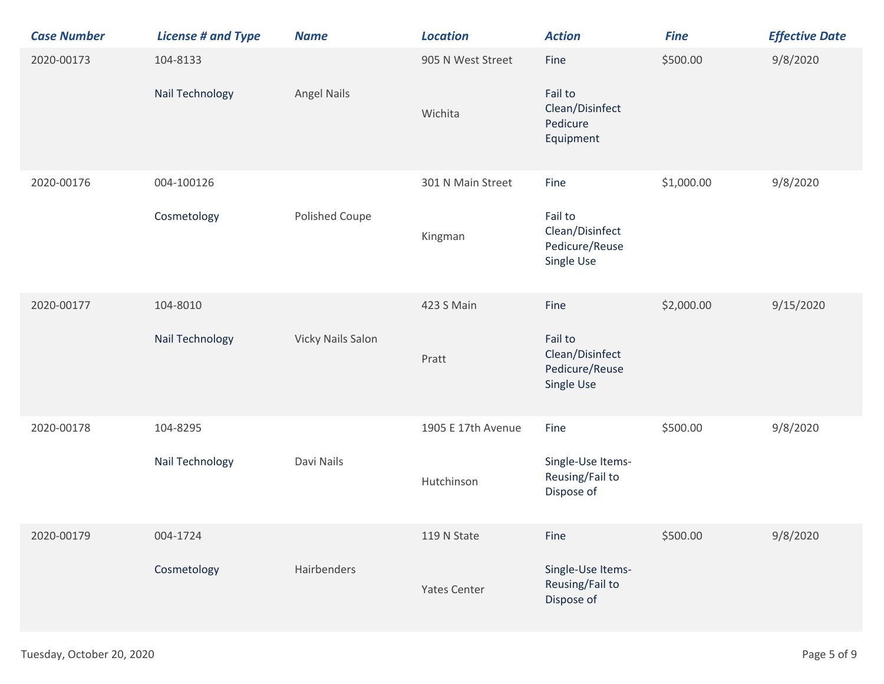| Case Number | License # and Type | Name | Location | Action | Fine | Effective Date |
|---|---|---|---|---|---|---|
| 2020-00173 | 104-8133 Nail Technology | Angel Nails | 905 N West Street Wichita | Fine Fail to Clean/Disinfect Pedicure Equipment | $500.00 | 9/8/2020 |
| 2020-00176 | 004-100126 Cosmetology | Polished Coupe | 301 N Main Street Kingman | Fine Fail to Clean/Disinfect Pedicure/Reuse Single Use | $1,000.00 | 9/8/2020 |
| 2020-00177 | 104-8010 Nail Technology | Vicky Nails Salon | 423 S Main Pratt | Fine Fail to Clean/Disinfect Pedicure/Reuse Single Use | $2,000.00 | 9/15/2020 |
| 2020-00178 | 104-8295 Nail Technology | Davi Nails | 1905 E 17th Avenue Hutchinson | Fine Single-Use Items-Reusing/Fail to Dispose of | $500.00 | 9/8/2020 |
| 2020-00179 | 004-1724 Cosmetology | Hairbenders | 119 N State Yates Center | Fine Single-Use Items-Reusing/Fail to Dispose of | $500.00 | 9/8/2020 |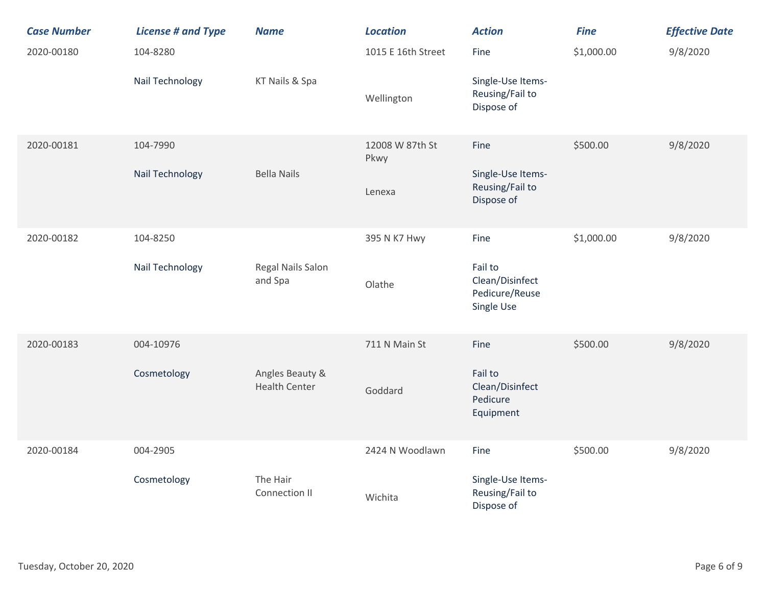| Case Number | License # and Type | Name | Location | Action | Fine | Effective Date |
|---|---|---|---|---|---|---|
| 2020-00180 | 104-8280 Nail Technology | KT Nails & Spa | 1015 E 16th Street Wellington | Fine Single-Use Items-Reusing/Fail to Dispose of | $1,000.00 | 9/8/2020 |
| 2020-00181 | 104-7990 Nail Technology | Bella Nails | 12008 W 87th St Pkwy Lenexa | Fine Single-Use Items-Reusing/Fail to Dispose of | $500.00 | 9/8/2020 |
| 2020-00182 | 104-8250 Nail Technology | Regal Nails Salon and Spa | 395 N K7 Hwy Olathe | Fine Fail to Clean/Disinfect Pedicure/Reuse Single Use | $1,000.00 | 9/8/2020 |
| 2020-00183 | 004-10976 Cosmetology | Angles Beauty & Health Center | 711 N Main St Goddard | Fine Fail to Clean/Disinfect Pedicure Equipment | $500.00 | 9/8/2020 |
| 2020-00184 | 004-2905 Cosmetology | The Hair Connection II | 2424 N Woodlawn Wichita | Fine Single-Use Items-Reusing/Fail to Dispose of | $500.00 | 9/8/2020 |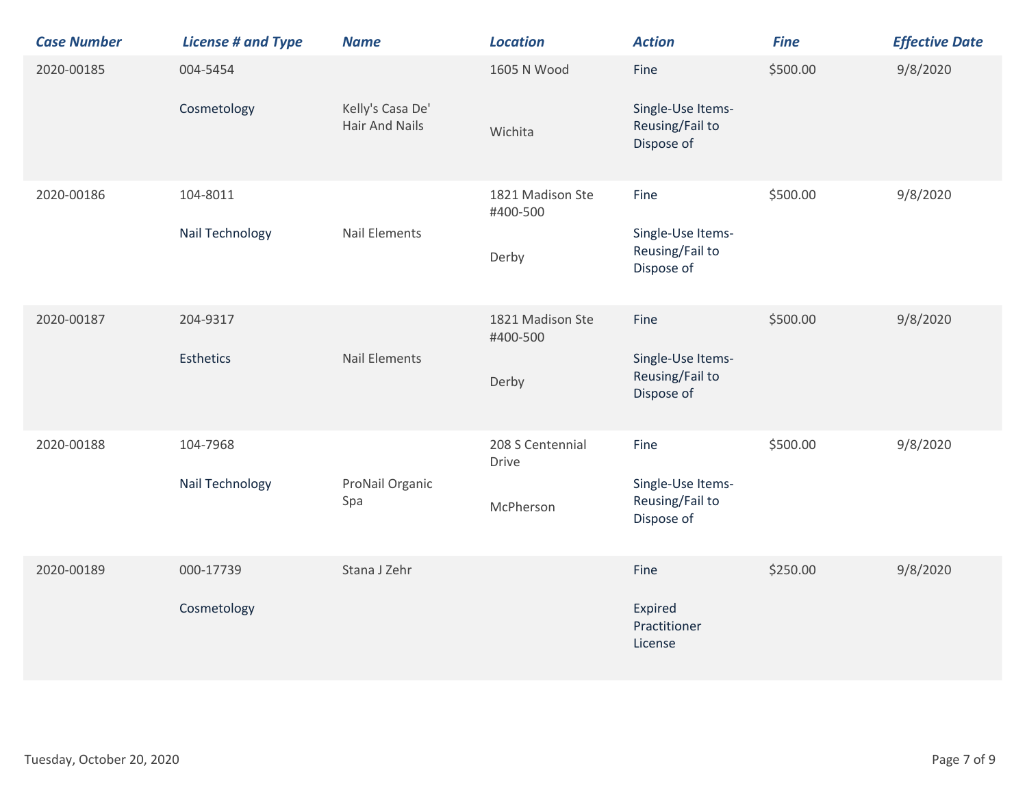| Case Number | License # and Type | Name | Location | Action | Fine | Effective Date |
|---|---|---|---|---|---|---|
| 2020-00185 | 004-5454 Cosmetology | Kelly's Casa De' Hair And Nails | 1605 N Wood Wichita | Fine Single-Use Items-Reusing/Fail to Dispose of | $500.00 | 9/8/2020 |
| 2020-00186 | 104-8011 Nail Technology | Nail Elements | 1821 Madison Ste #400-500 Derby | Fine Single-Use Items-Reusing/Fail to Dispose of | $500.00 | 9/8/2020 |
| 2020-00187 | 204-9317 Esthetics | Nail Elements | 1821 Madison Ste #400-500 Derby | Fine Single-Use Items-Reusing/Fail to Dispose of | $500.00 | 9/8/2020 |
| 2020-00188 | 104-7968 Nail Technology | ProNail Organic Spa | 208 S Centennial Drive McPherson | Fine Single-Use Items-Reusing/Fail to Dispose of | $500.00 | 9/8/2020 |
| 2020-00189 | 000-17739 Cosmetology | Stana J Zehr | | Fine Expired Practitioner License | $250.00 | 9/8/2020 |

Tuesday, October 20, 2020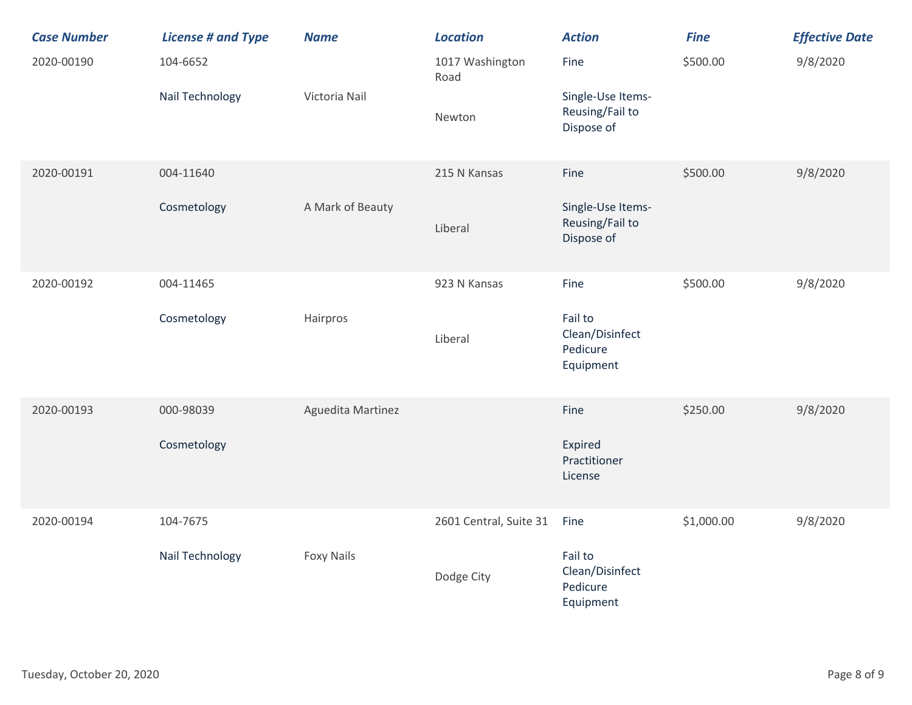| Case Number | License # and Type | Name | Location | Action | Fine | Effective Date |
|---|---|---|---|---|---|---|
| 2020-00190 | 104-6652 Nail Technology | Victoria Nail | 1017 Washington Road Newton | Fine Single-Use Items-Reusing/Fail to Dispose of | $500.00 | 9/8/2020 |
| 2020-00191 | 004-11640 Cosmetology | A Mark of Beauty | 215 N Kansas Liberal | Fine Single-Use Items-Reusing/Fail to Dispose of | $500.00 | 9/8/2020 |
| 2020-00192 | 004-11465 Cosmetology | Hairpros | 923 N Kansas Liberal | Fine Fail to Clean/Disinfect Pedicure Equipment | $500.00 | 9/8/2020 |
| 2020-00193 | 000-98039 Cosmetology | Aguedita Martinez | | Fine Expired Practitioner License | $250.00 | 9/8/2020 |
| 2020-00194 | 104-7675 Nail Technology | Foxy Nails | 2601 Central, Suite 31 Dodge City | Fine Fail to Clean/Disinfect Pedicure Equipment | $1,000.00 | 9/8/2020 |

Tuesday, October 20, 2020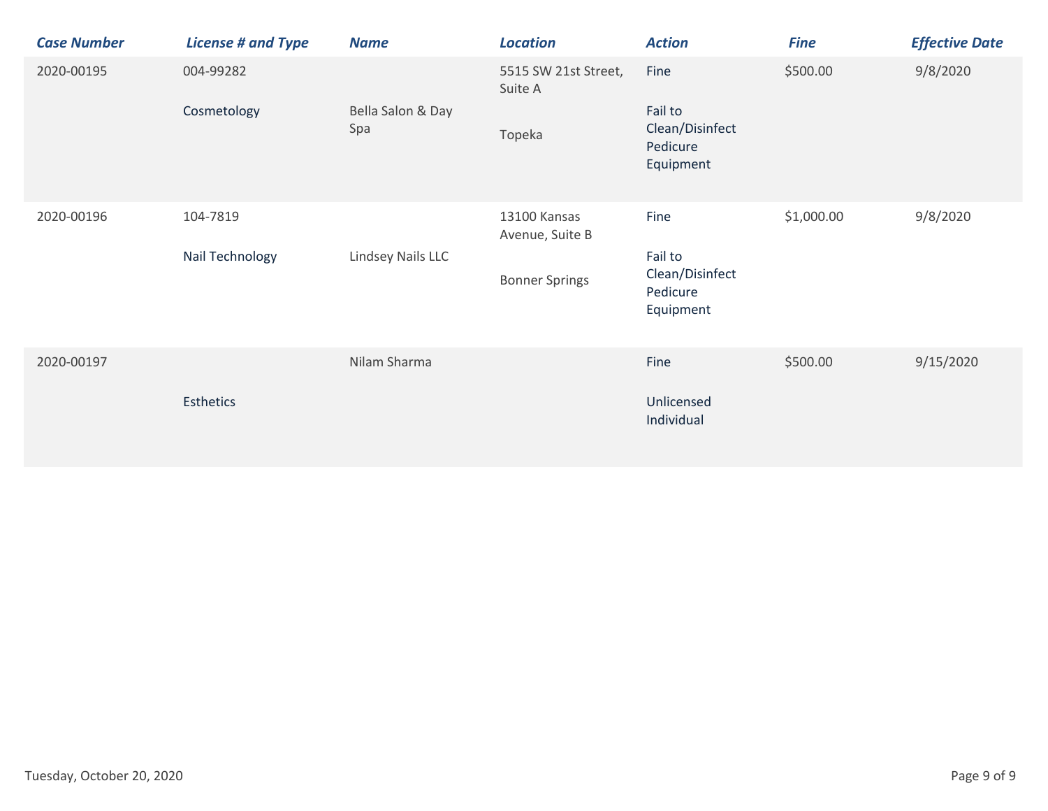| Case Number | License # and Type | Name | Location | Action | Fine | Effective Date |
|---|---|---|---|---|---|---|
| 2020-00195 | 004-99282 Cosmetology | Bella Salon & Day Spa | 5515 SW 21st Street, Suite A Topeka | Fine Fail to Clean/Disinfect Pedicure Equipment | $500.00 | 9/8/2020 |
| 2020-00196 | 104-7819 Nail Technology | Lindsey Nails LLC | 13100 Kansas Avenue, Suite B Bonner Springs | Fine Fail to Clean/Disinfect Pedicure Equipment | $1,000.00 | 9/8/2020 |
| 2020-00197 | Esthetics | Nilam Sharma | | Fine Unlicensed Individual | $500.00 | 9/15/2020 |

Tuesday, October 20, 2020